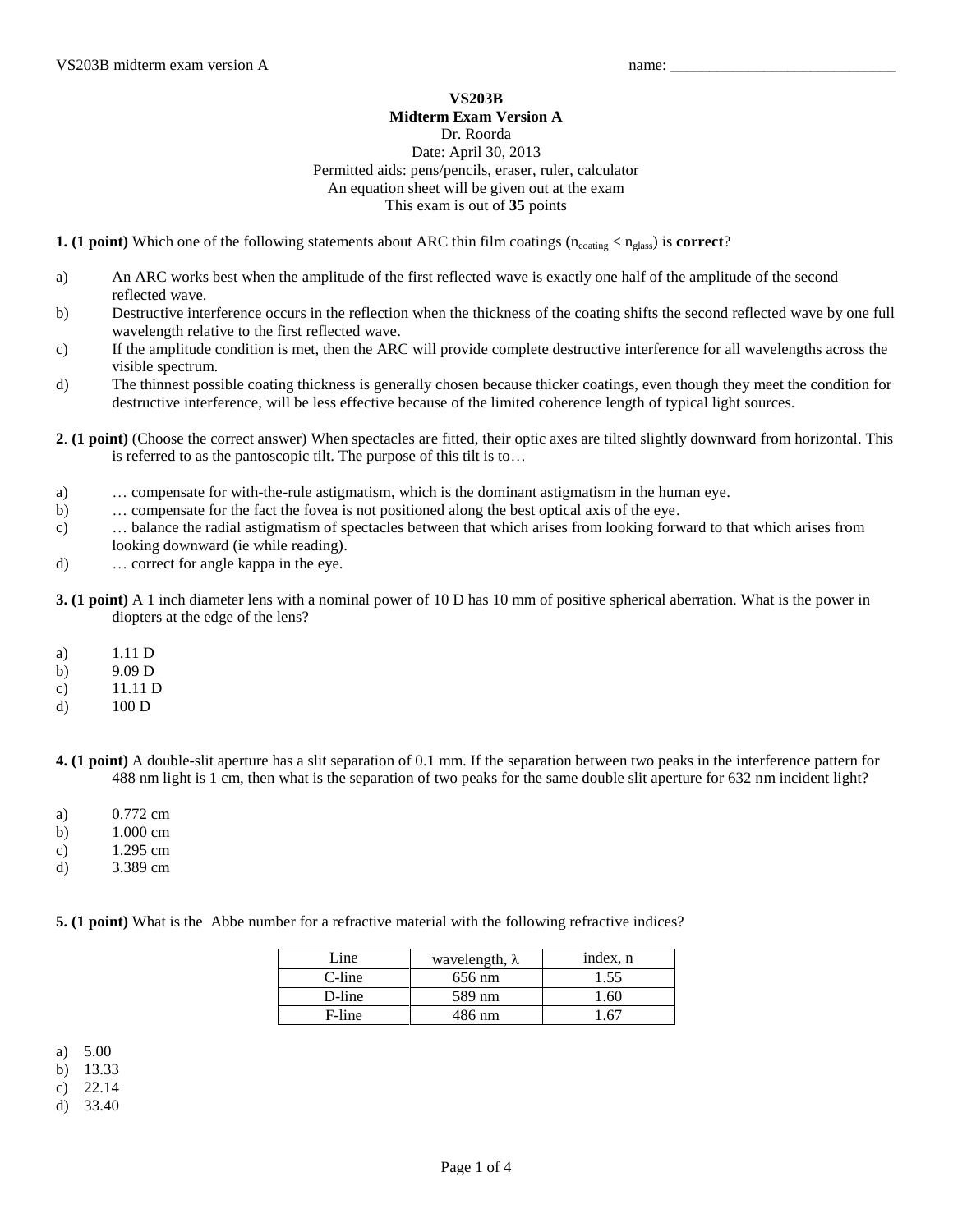name: ______________________________

# VS203B
## Midterm Exam Version A

Dr. Roorda
Date: April 30, 2013
Permitted aids: pens/pencils, eraser, ruler, calculator
An equation sheet will be given out at the exam
This exam is out of **35** points

**1. (1 point)** Which one of the following statements about ARC thin film coatings ($n_{coating} < n_{glass}$) is **correct**?

a) An ARC works best when the amplitude of the first reflected wave is exactly one half of the amplitude of the second reflected wave.
b) Destructive interference occurs in the reflection when the thickness of the coating shifts the second reflected wave by one full wavelength relative to the first reflected wave.
c) If the amplitude condition is met, then the ARC will provide complete destructive interference for all wavelengths across the visible spectrum.
d) The thinnest possible coating thickness is generally chosen because thicker coatings, even though they meet the condition for destructive interference, will be less effective because of the limited coherence length of typical light sources.

**2**. **(1 point)** (Choose the correct answer) When spectacles are fitted, their optic axes are tilted slightly downward from horizontal. This is referred to as the pantoscopic tilt. The purpose of this tilt is to…

a) … compensate for with-the-rule astigmatism, which is the dominant astigmatism in the human eye.
b) … compensate for the fact the fovea is not positioned along the best optical axis of the eye.
c) … balance the radial astigmatism of spectacles between that which arises from looking forward to that which arises from looking downward (ie while reading).
d) … correct for angle kappa in the eye.

**3. (1 point)** A 1 inch diameter lens with a nominal power of 10 D has 10 mm of positive spherical aberration. What is the power in diopters at the edge of the lens?

a) 1.11 D
b) 9.09 D
c) 11.11 D
d) 100 D

**4. (1 point)** A double-slit aperture has a slit separation of 0.1 mm. If the separation between two peaks in the interference pattern for 488 nm light is 1 cm, then what is the separation of two peaks for the same double slit aperture for 632 nm incident light?

a) 0.772 cm
b) 1.000 cm
c) 1.295 cm
d) 3.389 cm

**5. (1 point)** What is the Abbe number for a refractive material with the following refractive indices?

| Line | wavelength, $\lambda$ | index, n |
|---|---|---|
| C-line | 656 nm | 1.55 |
| D-line | 589 nm | 1.60 |
| F-line | 486 nm | 1.67 |

a) 5.00
b) 13.33
c) 22.14
d) 33.40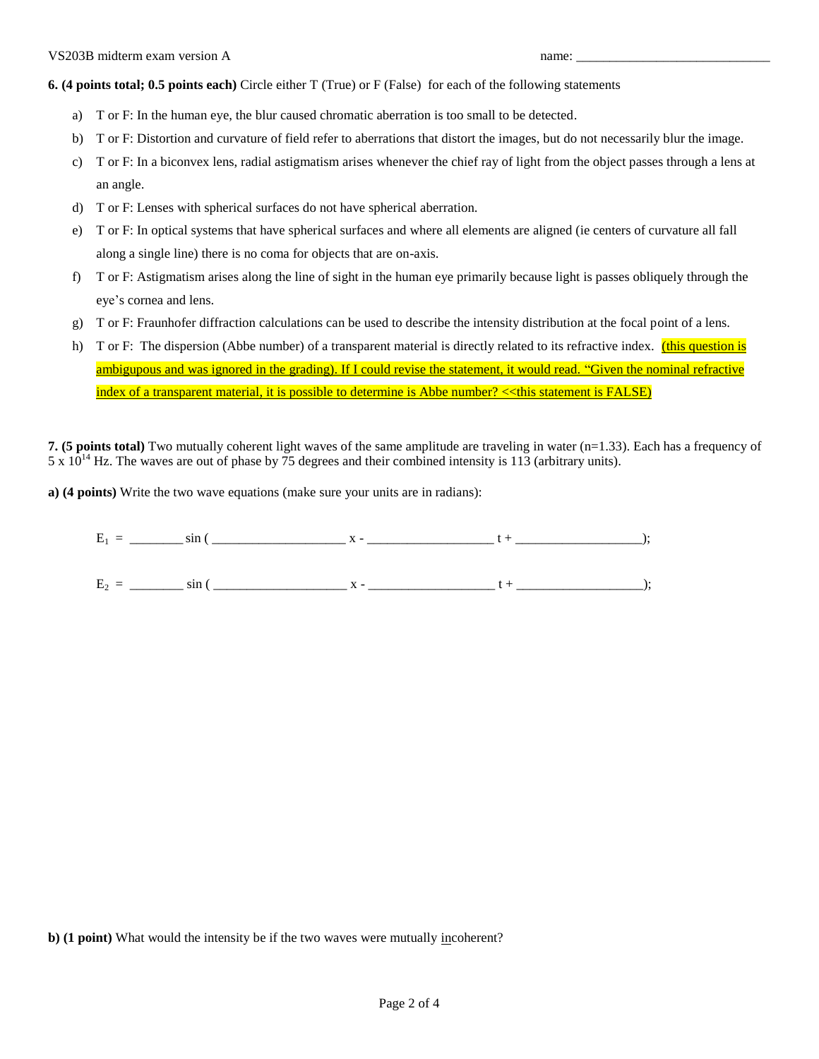**6. (4 points total; 0.5 points each)** Circle either T (True) or F (False) for each of the following statements

a) T or F: In the human eye, the blur caused chromatic aberration is too small to be detected.

b) T or F: Distortion and curvature of field refer to aberrations that distort the images, but do not necessarily blur the image.

c) T or F: In a biconvex lens, radial astigmatism arises whenever the chief ray of light from the object passes through a lens at an angle.

d) T or F: Lenses with spherical surfaces do not have spherical aberration.

e) T or F: In optical systems that have spherical surfaces and where all elements are aligned (ie centers of curvature all fall along a single line) there is no coma for objects that are on-axis.

f) T or F: Astigmatism arises along the line of sight in the human eye primarily because light is passes obliquely through the eye's cornea and lens.

g) T or F: Fraunhofer diffraction calculations can be used to describe the intensity distribution at the focal point of a lens.

h) T or F: The dispersion (Abbe number) of a transparent material is directly related to its refractive index. (this question is ambigupous and was ignored in the grading). If I could revise the statement, it would read. "Given the nominal refractive index of a transparent material, it is possible to determine is Abbe number? <<this statement is FALSE)

**7. (5 points total)** Two mutually coherent light waves of the same amplitude are traveling in water (n=1.33). Each has a frequency of $5 \times 10^{14}$ Hz. The waves are out of phase by 75 degrees and their combined intensity is 113 (arbitrary units).

**a) (4 points)** Write the two wave equations (make sure your units are in radians):

$E_1$ = ________ sin ( ____________________ x - ___________________ t + ___________________);

$E_2$ = ________ sin ( ____________________ x - ___________________ t + ___________________);

**b) (1 point)** What would the intensity be if the two waves were mutually incoherent?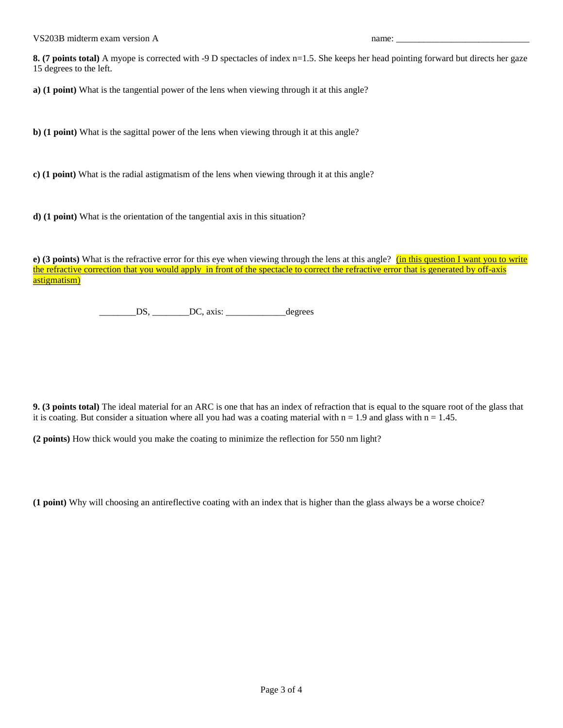**8. (7 points total)** A myope is corrected with -9 D spectacles of index n=1.5. She keeps her head pointing forward but directs her gaze 15 degrees to the left.

**a) (1 point)** What is the tangential power of the lens when viewing through it at this angle?

**b) (1 point)** What is the sagittal power of the lens when viewing through it at this angle?

**c) (1 point)** What is the radial astigmatism of the lens when viewing through it at this angle?

**d) (1 point)** What is the orientation of the tangential axis in this situation?

**e) (3 points)** What is the refractive error for this eye when viewing through the lens at this angle? (in this question I want you to write the refractive correction that you would apply in front of the spectacle to correct the refractive error that is generated by off-axis astigmatism)

________DS, ________DC, axis: _____________degrees

**9. (3 points total)** The ideal material for an ARC is one that has an index of refraction that is equal to the square root of the glass that it is coating. But consider a situation where all you had was a coating material with n = 1.9 and glass with n = 1.45.

**(2 points)** How thick would you make the coating to minimize the reflection for 550 nm light?

**(1 point)** Why will choosing an antireflective coating with an index that is higher than the glass always be a worse choice?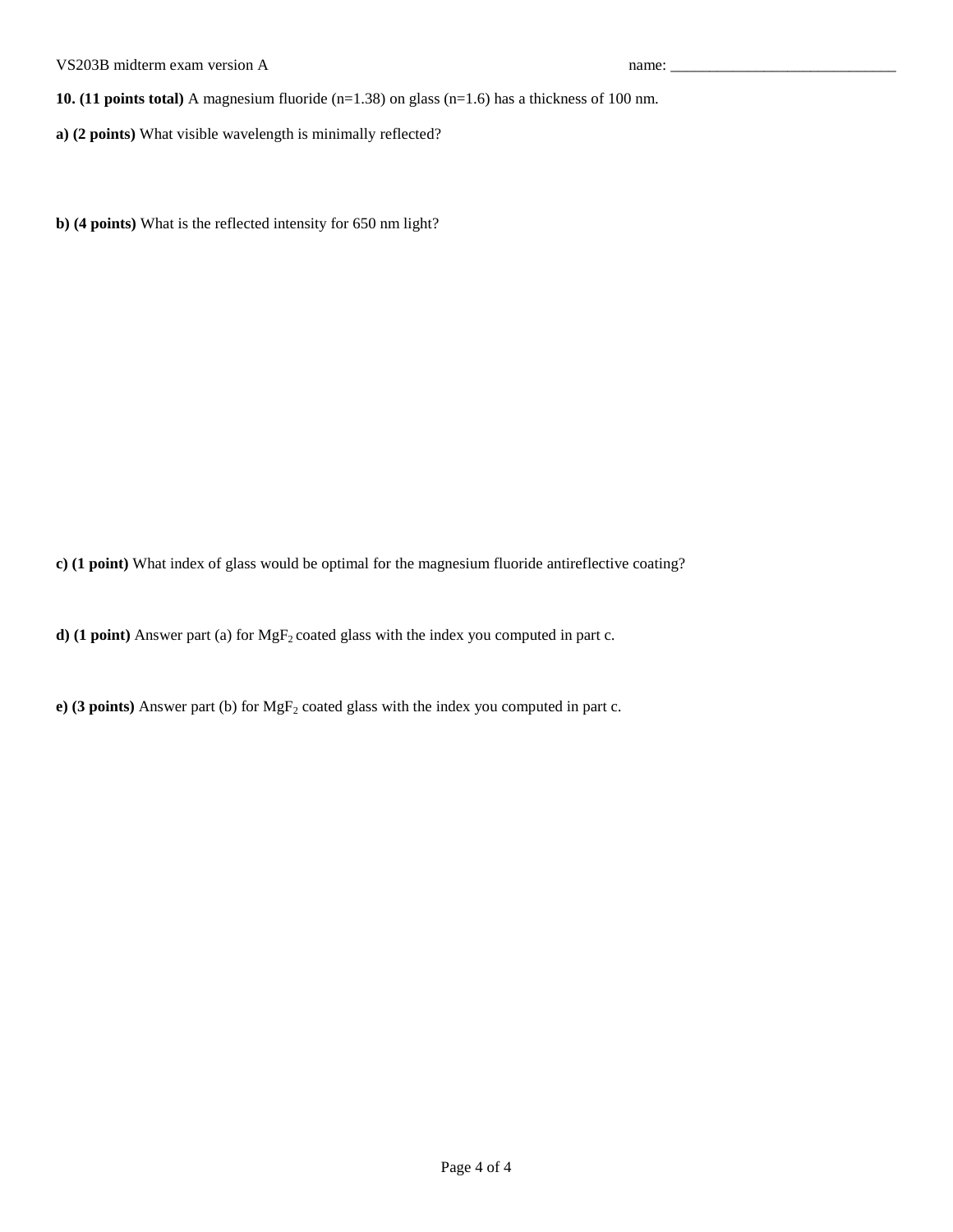**10. (11 points total)** A magnesium fluoride (n=1.38) on glass (n=1.6) has a thickness of 100 nm.

**a) (2 points)** What visible wavelength is minimally reflected?

**b) (4 points)** What is the reflected intensity for 650 nm light?

**c) (1 point)** What index of glass would be optimal for the magnesium fluoride antireflective coating?

**d) (1 point)** Answer part (a) for $MgF_2$ coated glass with the index you computed in part c.

**e) (3 points)** Answer part (b) for $MgF_2$ coated glass with the index you computed in part c.